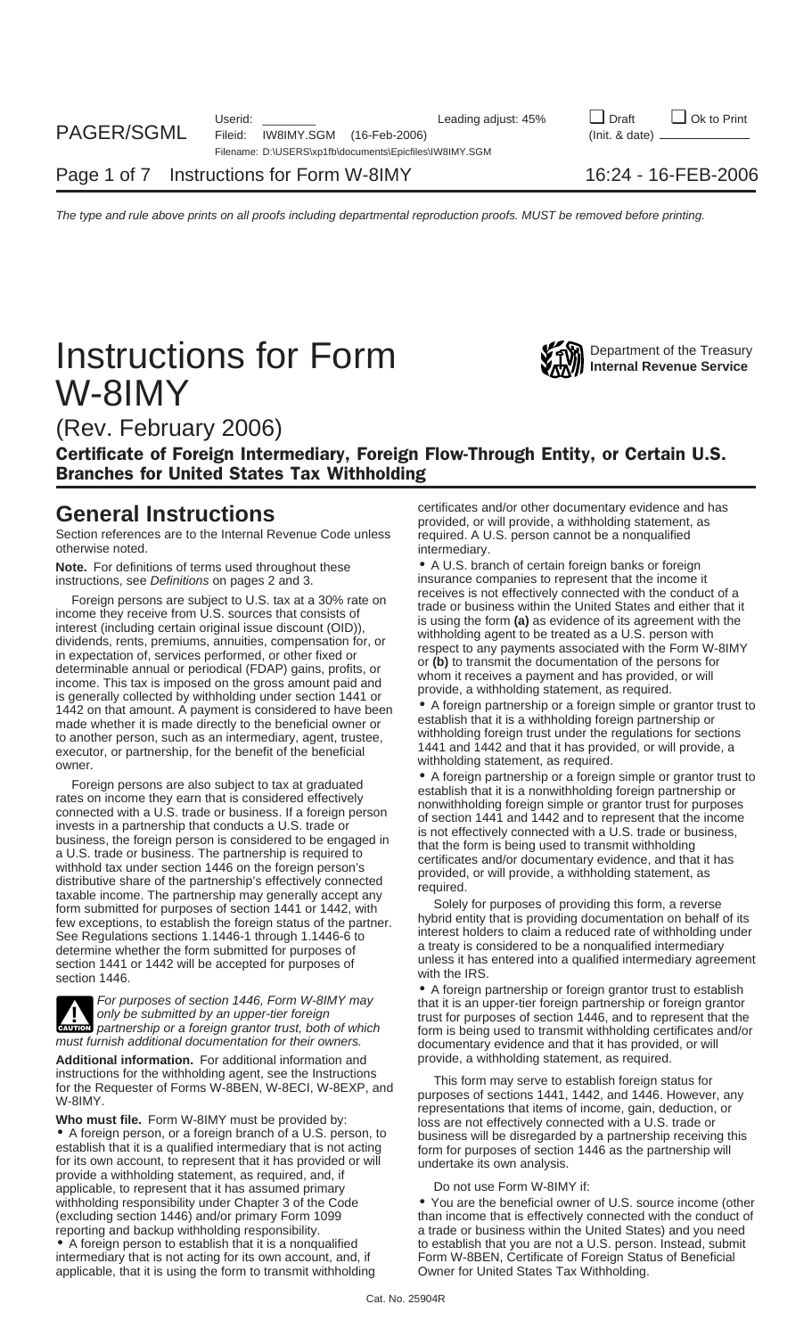# Instructions for Form W-8IMY

Department of the Treasury
**Internal Revenue Service**

(Rev. February 2006)

**Certificate of Foreign Intermediary, Foreign Flow-Through Entity, or Certain U.S. Branches for United States Tax Withholding**

## General Instructions

Section references are to the Internal Revenue Code unless otherwise noted.

**Note.** For definitions of terms used throughout these instructions, see *Definitions* on pages 2 and 3.

Foreign persons are subject to U.S. tax at a 30% rate on income they receive from U.S. sources that consists of interest (including certain original issue discount (OID)), dividends, rents, premiums, annuities, compensation for, or in expectation of, services performed, or other fixed or determinable annual or periodical (FDAP) gains, profits, or income. This tax is imposed on the gross amount paid and is generally collected by withholding under section 1441 or 1442 on that amount. A payment is considered to have been made whether it is made directly to the beneficial owner or to another person, such as an intermediary, agent, trustee, executor, or partnership, for the benefit of the beneficial owner.

Foreign persons are also subject to tax at graduated rates on income they earn that is considered effectively connected with a U.S. trade or business. If a foreign person invests in a partnership that conducts a U.S. trade or business, the foreign person is considered to be engaged in a U.S. trade or business. The partnership is required to withhold tax under section 1446 on the foreign person's distributive share of the partnership's effectively connected taxable income. The partnership may generally accept any form submitted for purposes of section 1441 or 1442, with few exceptions, to establish the foreign status of the partner. See Regulations sections 1.1446-1 through 1.1446-6 to determine whether the form submitted for purposes of section 1441 or 1442 will be accepted for purposes of section 1446.

**CAUTION** *For purposes of section 1446, Form W-8IMY may only be submitted by an upper-tier foreign partnership or a foreign grantor trust, both of which must furnish additional documentation for their owners.*

**Additional information.** For additional information and instructions for the withholding agent, see the Instructions for the Requester of Forms W-8BEN, W-8ECI, W-8EXP, and W-8IMY.

**Who must file.** Form W-8IMY must be provided by:

- A foreign person, or a foreign branch of a U.S. person, to establish that it is a qualified intermediary that is not acting for its own account, to represent that it has provided or will provide a withholding statement, as required, and, if applicable, to represent that it has assumed primary withholding responsibility under Chapter 3 of the Code (excluding section 1446) and/or primary Form 1099 reporting and backup withholding responsibility.
- A foreign person to establish that it is a nonqualified intermediary that is not acting for its own account, and, if applicable, that it is using the form to transmit withholding certificates and/or other documentary evidence and has provided, or will provide, a withholding statement, as required. A U.S. person cannot be a nonqualified intermediary.
- A U.S. branch of certain foreign banks or foreign insurance companies to represent that the income it receives is not effectively connected with the conduct of a trade or business within the United States and either that it is using the form **(a)** as evidence of its agreement with the withholding agent to be treated as a U.S. person with respect to any payments associated with the Form W-8IMY or **(b)** to transmit the documentation of the persons for whom it receives a payment and has provided, or will provide, a withholding statement, as required.
- A foreign partnership or a foreign simple or grantor trust to establish that it is a withholding foreign partnership or withholding foreign trust under the regulations for sections 1441 and 1442 and that it has provided, or will provide, a withholding statement, as required.
- A foreign partnership or a foreign simple or grantor trust to establish that it is a nonwithholding foreign partnership or nonwithholding foreign simple or grantor trust for purposes of section 1441 and 1442 and to represent that the income is not effectively connected with a U.S. trade or business, that the form is being used to transmit withholding certificates and/or documentary evidence, and that it has provided, or will provide, a withholding statement, as required.

Solely for purposes of providing this form, a reverse hybrid entity that is providing documentation on behalf of its interest holders to claim a reduced rate of withholding under a treaty is considered to be a nonqualified intermediary unless it has entered into a qualified intermediary agreement with the IRS.

- A foreign partnership or foreign grantor trust to establish that it is an upper-tier foreign partnership or foreign grantor trust for purposes of section 1446, and to represent that the form is being used to transmit withholding certificates and/or documentary evidence and that it has provided, or will provide, a withholding statement, as required.

This form may serve to establish foreign status for purposes of sections 1441, 1442, and 1446. However, any representations that items of income, gain, deduction, or loss are not effectively connected with a U.S. trade or business will be disregarded by a partnership receiving this form for purposes of section 1446 as the partnership will undertake its own analysis.

Do not use Form W-8IMY if:

- You are the beneficial owner of U.S. source income (other than income that is effectively connected with the conduct of a trade or business within the United States) and you need to establish that you are not a U.S. person. Instead, submit Form W-8BEN, Certificate of Foreign Status of Beneficial Owner for United States Tax Withholding.

Cat. No. 25904R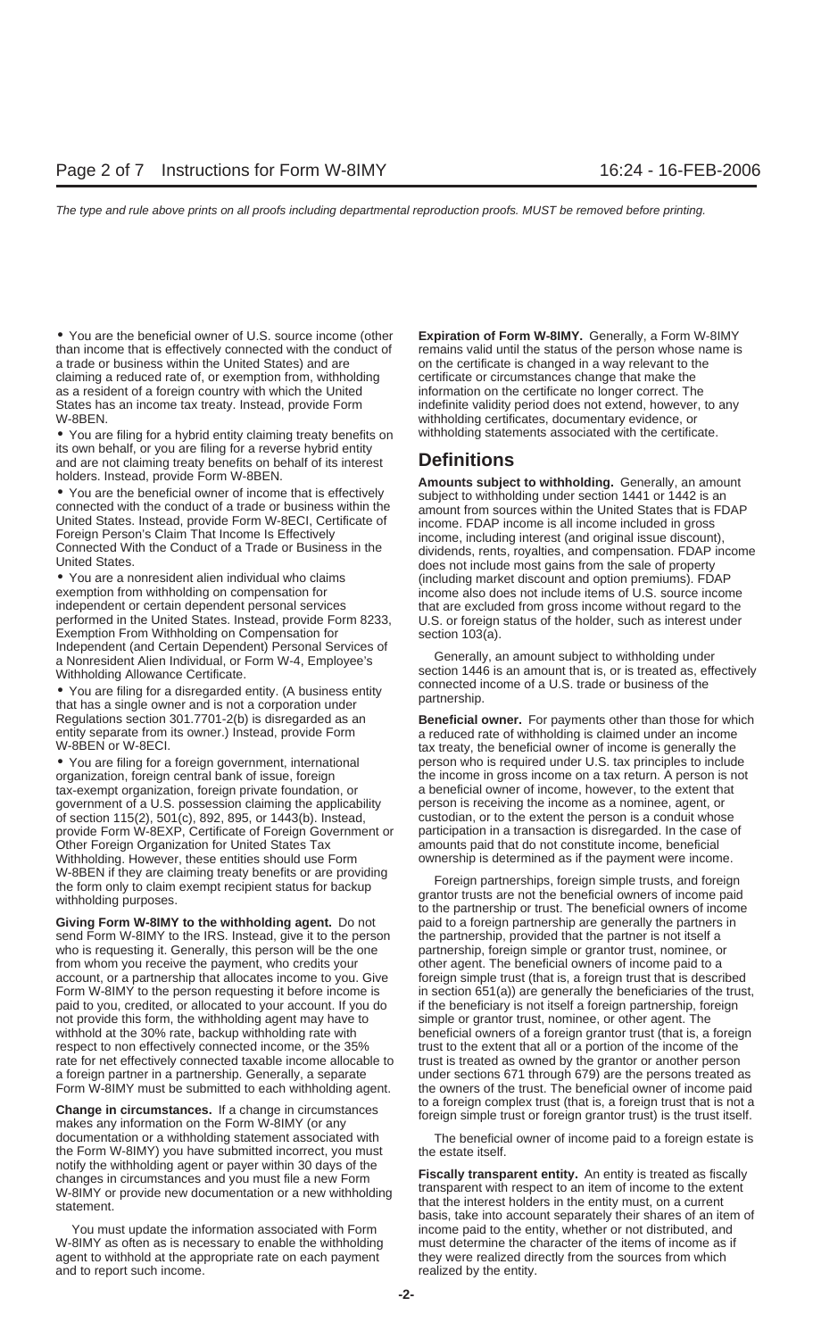- You are the beneficial owner of U.S. source income (other than income that is effectively connected with the conduct of a trade or business within the United States) and are claiming a reduced rate of, or exemption from, withholding as a resident of a foreign country with which the United States has an income tax treaty. Instead, provide Form W-8BEN.
- You are filing for a hybrid entity claiming treaty benefits on its own behalf, or you are filing for a reverse hybrid entity and are not claiming treaty benefits on behalf of its interest holders. Instead, provide Form W-8BEN.
- You are the beneficial owner of income that is effectively connected with the conduct of a trade or business within the United States. Instead, provide Form W-8ECI, Certificate of Foreign Person's Claim That Income Is Effectively Connected With the Conduct of a Trade or Business in the United States.
- You are a nonresident alien individual who claims exemption from withholding on compensation for independent or certain dependent personal services performed in the United States. Instead, provide Form 8233, Exemption From Withholding on Compensation for Independent (and Certain Dependent) Personal Services of a Nonresident Alien Individual, or Form W-4, Employee's Withholding Allowance Certificate.
- You are filing for a disregarded entity. (A business entity that has a single owner and is not a corporation under Regulations section 301.7701-2(b) is disregarded as an entity separate from its owner.) Instead, provide Form W-8BEN or W-8ECI.
- You are filing for a foreign government, international organization, foreign central bank of issue, foreign tax-exempt organization, foreign private foundation, or government of a U.S. possession claiming the applicability of section 115(2), 501(c), 892, 895, or 1443(b). Instead, provide Form W-8EXP, Certificate of Foreign Government or Other Foreign Organization for United States Tax Withholding. However, these entities should use Form W-8BEN if they are claiming treaty benefits or are providing the form only to claim exempt recipient status for backup withholding purposes.

**Giving Form W-8IMY to the withholding agent.** Do not send Form W-8IMY to the IRS. Instead, give it to the person who is requesting it. Generally, this person will be the one from whom you receive the payment, who credits your account, or a partnership that allocates income to you. Give Form W-8IMY to the person requesting it before income is paid to you, credited, or allocated to your account. If you do not provide this form, the withholding agent may have to withhold at the 30% rate, backup withholding rate with respect to non effectively connected income, or the 35% rate for net effectively connected taxable income allocable to a foreign partner in a partnership. Generally, a separate Form W-8IMY must be submitted to each withholding agent.

**Change in circumstances.** If a change in circumstances makes any information on the Form W-8IMY (or any documentation or a withholding statement associated with the Form W-8IMY) you have submitted incorrect, you must notify the withholding agent or payer within 30 days of the changes in circumstances and you must file a new Form W-8IMY or provide new documentation or a new withholding statement.

You must update the information associated with Form W-8IMY as often as is necessary to enable the withholding agent to withhold at the appropriate rate on each payment and to report such income.

**Expiration of Form W-8IMY.** Generally, a Form W-8IMY remains valid until the status of the person whose name is on the certificate is changed in a way relevant to the certificate or circumstances change that make the information on the certificate no longer correct. The indefinite validity period does not extend, however, to any withholding certificates, documentary evidence, or withholding statements associated with the certificate.

# Definitions

**Amounts subject to withholding.** Generally, an amount subject to withholding under section 1441 or 1442 is an amount from sources within the United States that is FDAP income. FDAP income is all income included in gross income, including interest (and original issue discount), dividends, rents, royalties, and compensation. FDAP income does not include most gains from the sale of property (including market discount and option premiums). FDAP income also does not include items of U.S. source income that are excluded from gross income without regard to the U.S. or foreign status of the holder, such as interest under section 103(a).

Generally, an amount subject to withholding under section 1446 is an amount that is, or is treated as, effectively connected income of a U.S. trade or business of the partnership.

**Beneficial owner.** For payments other than those for which a reduced rate of withholding is claimed under an income tax treaty, the beneficial owner of income is generally the person who is required under U.S. tax principles to include the income in gross income on a tax return. A person is not a beneficial owner of income, however, to the extent that person is receiving the income as a nominee, agent, or custodian, or to the extent the person is a conduit whose participation in a transaction is disregarded. In the case of amounts paid that do not constitute income, beneficial ownership is determined as if the payment were income.

Foreign partnerships, foreign simple trusts, and foreign grantor trusts are not the beneficial owners of income paid to the partnership or trust. The beneficial owners of income paid to a foreign partnership are generally the partners in the partnership, provided that the partner is not itself a partnership, foreign simple or grantor trust, nominee, or other agent. The beneficial owners of income paid to a foreign simple trust (that is, a foreign trust that is described in section 651(a)) are generally the beneficiaries of the trust, if the beneficiary is not itself a foreign partnership, foreign simple or grantor trust, nominee, or other agent. The beneficial owners of a foreign grantor trust (that is, a foreign trust to the extent that all or a portion of the income of the trust is treated as owned by the grantor or another person under sections 671 through 679) are the persons treated as the owners of the trust. The beneficial owner of income paid to a foreign complex trust (that is, a foreign trust that is not a foreign simple trust or foreign grantor trust) is the trust itself.

The beneficial owner of income paid to a foreign estate is the estate itself.

**Fiscally transparent entity.** An entity is treated as fiscally transparent with respect to an item of income to the extent that the interest holders in the entity must, on a current basis, take into account separately their shares of an item of income paid to the entity, whether or not distributed, and must determine the character of the items of income as if they were realized directly from the sources from which realized by the entity.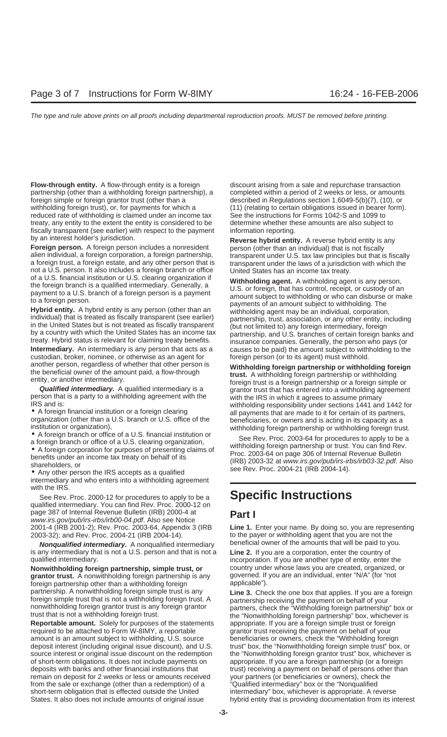**Flow-through entity.** A flow-through entity is a foreign partnership (other than a withholding foreign partnership), a foreign simple or foreign grantor trust (other than a withholding foreign trust), or, for payments for which a reduced rate of withholding is claimed under an income tax treaty, any entity to the extent the entity is considered to be fiscally transparent (see earlier) with respect to the payment by an interest holder's jurisdiction.

**Foreign person.** A foreign person includes a nonresident alien individual, a foreign corporation, a foreign partnership, a foreign trust, a foreign estate, and any other person that is not a U.S. person. It also includes a foreign branch or office of a U.S. financial institution or U.S. clearing organization if the foreign branch is a qualified intermediary. Generally, a payment to a U.S. branch of a foreign person is a payment to a foreign person.

**Hybrid entity.** A hybrid entity is any person (other than an individual) that is treated as fiscally transparent (see earlier) in the United States but is not treated as fiscally transparent by a country with which the United States has an income tax treaty. Hybrid status is relevant for claiming treaty benefits.

**Intermediary.** An intermediary is any person that acts as a custodian, broker, nominee, or otherwise as an agent for another person, regardless of whether that other person is the beneficial owner of the amount paid, a flow-through entity, or another intermediary.

***Qualified intermediary.*** A qualified intermediary is a person that is a party to a withholding agreement with the IRS and is:

- A foreign financial institution or a foreign clearing organization (other than a U.S. branch or U.S. office of the institution or organization),
- A foreign branch or office of a U.S. financial institution or a foreign branch or office of a U.S. clearing organization,
- A foreign corporation for purposes of presenting claims of benefits under an income tax treaty on behalf of its shareholders, or
- Any other person the IRS accepts as a qualified intermediary and who enters into a withholding agreement with the IRS.

See Rev. Proc. 2000-12 for procedures to apply to be a qualified intermediary. You can find Rev. Proc. 2000-12 on page 387 of Internal Revenue Bulletin (IRB) 2000-4 at *www.irs.gov/pub/irs-irbs/irb00-04.pdf*. Also see Notice 2001-4 (IRB 2001-2); Rev. Proc. 2003-64, Appendix 3 (IRB 2003-32); and Rev. Proc. 2004-21 (IRB 2004-14).

***Nonqualified intermediary.*** A nonqualified intermediary is any intermediary that is not a U.S. person and that is not a qualified intermediary.

**Nonwithholding foreign partnership, simple trust, or grantor trust.** A nonwithholding foreign partnership is any foreign partnership other than a withholding foreign partnership. A nonwithholding foreign simple trust is any foreign simple trust that is not a withholding foreign trust. A nonwithholding foreign grantor trust is any foreign grantor trust that is not a withholding foreign trust.

**Reportable amount.** Solely for purposes of the statements required to be attached to Form W-8IMY, a reportable amount is an amount subject to withholding, U.S. source deposit interest (including original issue discount), and U.S. source interest or original issue discount on the redemption of short-term obligations. It does not include payments on deposits with banks and other financial institutions that remain on deposit for 2 weeks or less or amounts received from the sale or exchange (other than a redemption) of a short-term obligation that is effected outside the United States. It also does not include amounts of original issue discount arising from a sale and repurchase transaction completed within a period of 2 weeks or less, or amounts described in Regulations section 1.6049-5(b)(7), (10), or (11) (relating to certain obligations issued in bearer form). See the instructions for Forms 1042-S and 1099 to determine whether these amounts are also subject to information reporting.

**Reverse hybrid entity.** A reverse hybrid entity is any person (other than an individual) that is not fiscally transparent under U.S. tax law principles but that is fiscally transparent under the laws of a jurisdiction with which the United States has an income tax treaty.

**Withholding agent.** A withholding agent is any person, U.S. or foreign, that has control, receipt, or custody of an amount subject to withholding or who can disburse or make payments of an amount subject to withholding. The withholding agent may be an individual, corporation, partnership, trust, association, or any other entity, including (but not limited to) any foreign intermediary, foreign partnership, and U.S. branches of certain foreign banks and insurance companies. Generally, the person who pays (or causes to be paid) the amount subject to withholding to the foreign person (or to its agent) must withhold.

**Withholding foreign partnership or withholding foreign trust.** A withholding foreign partnership or withholding foreign trust is a foreign partnership or a foreign simple or grantor trust that has entered into a withholding agreement with the IRS in which it agrees to assume primary withholding responsibility under sections 1441 and 1442 for all payments that are made to it for certain of its partners, beneficiaries, or owners and is acting in its capacity as a withholding foreign partnership or withholding foreign trust.

See Rev. Proc. 2003-64 for procedures to apply to be a withholding foreign partnership or trust. You can find Rev. Proc. 2003-64 on page 306 of Internal Revenue Bulletin (IRB) 2003-32 at *www.irs.gov/pub/irs-irbs/irb03-32.pdf.* Also see Rev. Proc. 2004-21 (IRB 2004-14).

# Specific Instructions

## Part I

**Line 1.** Enter your name. By doing so, you are representing to the payer or withholding agent that you are not the beneficial owner of the amounts that will be paid to you.

**Line 2.** If you are a corporation, enter the country of incorporation. If you are another type of entity, enter the country under whose laws you are created, organized, or governed. If you are an individual, enter "N/A" (for "not applicable").

**Line 3.** Check the one box that applies. If you are a foreign partnership receiving the payment on behalf of your partners, check the "Withholding foreign partnership" box or the "Nonwithholding foreign partnership" box, whichever is appropriate. If you are a foreign simple trust or foreign grantor trust receiving the payment on behalf of your beneficiaries or owners, check the "Withholding foreign trust" box, the "Nonwithholding foreign simple trust" box, or the "Nonwithholding foreign grantor trust" box, whichever is appropriate. If you are a foreign partnership (or a foreign trust) receiving a payment on behalf of persons other than your partners (or beneficiaries or owners), check the "Qualified intermediary" box or the "Nonqualified intermediary" box, whichever is appropriate. A reverse hybrid entity that is providing documentation from its interest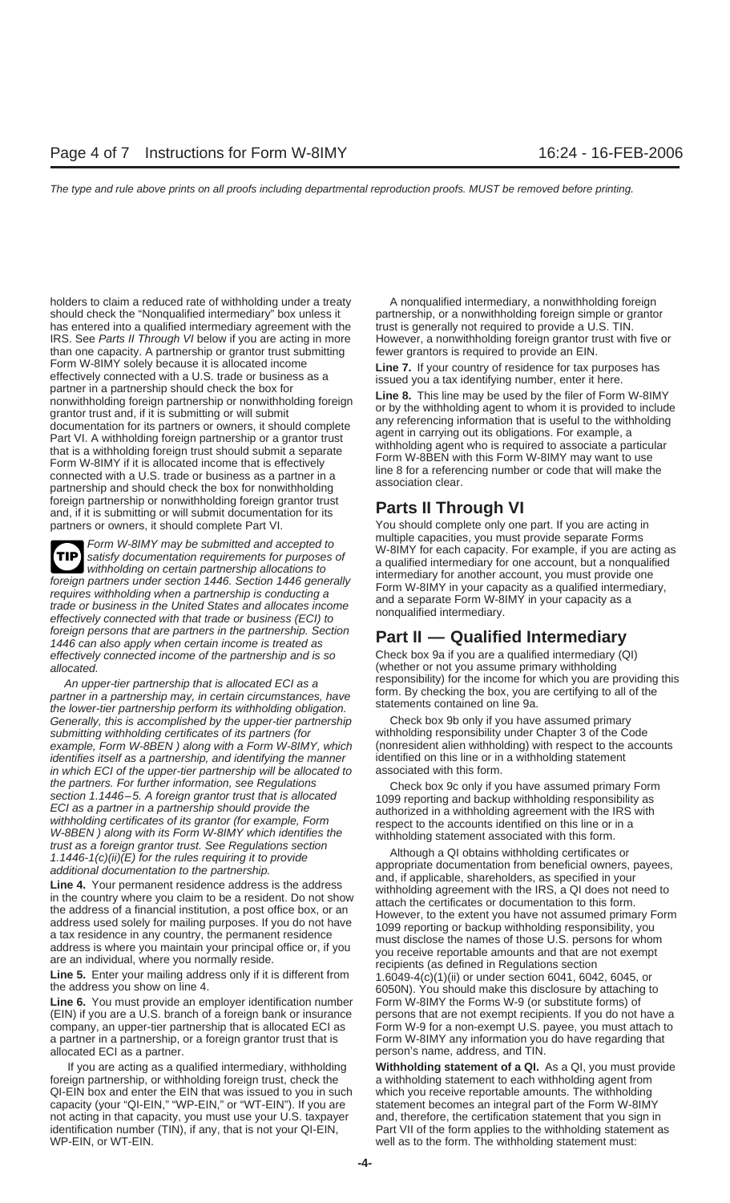holders to claim a reduced rate of withholding under a treaty should check the "Nonqualified intermediary" box unless it has entered into a qualified intermediary agreement with the IRS. See *Parts II Through VI* below if you are acting in more than one capacity. A partnership or grantor trust submitting Form W-8IMY solely because it is allocated income effectively connected with a U.S. trade or business as a partner in a partnership should check the box for nonwithholding foreign partnership or nonwithholding foreign grantor trust and, if it is submitting or will submit documentation for its partners or owners, it should complete Part VI. A withholding foreign partnership or a grantor trust that is a withholding foreign trust should submit a separate Form W-8IMY if it is allocated income that is effectively connected with a U.S. trade or business as a partner in a partnership and should check the box for nonwithholding foreign partnership or nonwithholding foreign grantor trust and, if it is submitting or will submit documentation for its partners or owners, it should complete Part VI.

**TIP** *Form W-8IMY may be submitted and accepted to satisfy documentation requirements for purposes of withholding on certain partnership allocations to foreign partners under section 1446. Section 1446 generally requires withholding when a partnership is conducting a trade or business in the United States and allocates income effectively connected with that trade or business (ECI) to foreign persons that are partners in the partnership. Section 1446 can also apply when certain income is treated as effectively connected income of the partnership and is so allocated.*

*An upper-tier partnership that is allocated ECI as a partner in a partnership may, in certain circumstances, have the lower-tier partnership perform its withholding obligation. Generally, this is accomplished by the upper-tier partnership submitting withholding certificates of its partners (for example, Form W-8BEN ) along with a Form W-8IMY, which identifies itself as a partnership, and identifying the manner in which ECI of the upper-tier partnership will be allocated to the partners. For further information, see Regulations section 1.1446–5. A foreign grantor trust that is allocated ECI as a partner in a partnership should provide the withholding certificates of its grantor (for example, Form W-8BEN ) along with its Form W-8IMY which identifies the trust as a foreign grantor trust. See Regulations section 1.1446-1(c)(ii)(E) for the rules requiring it to provide additional documentation to the partnership.*

**Line 4.** Your permanent residence address is the address in the country where you claim to be a resident. Do not show the address of a financial institution, a post office box, or an address used solely for mailing purposes. If you do not have a tax residence in any country, the permanent residence address is where you maintain your principal office or, if you are an individual, where you normally reside.

**Line 5.** Enter your mailing address only if it is different from the address you show on line 4.

**Line 6.** You must provide an employer identification number (EIN) if you are a U.S. branch of a foreign bank or insurance company, an upper-tier partnership that is allocated ECI as a partner in a partnership, or a foreign grantor trust that is allocated ECI as a partner.

If you are acting as a qualified intermediary, withholding foreign partnership, or withholding foreign trust, check the QI-EIN box and enter the EIN that was issued to you in such capacity (your "QI-EIN," "WP-EIN," or "WT-EIN"). If you are not acting in that capacity, you must use your U.S. taxpayer identification number (TIN), if any, that is not your QI-EIN, WP-EIN, or WT-EIN.

A nonqualified intermediary, a nonwithholding foreign partnership, or a nonwithholding foreign simple or grantor trust is generally not required to provide a U.S. TIN. However, a nonwithholding foreign grantor trust with five or fewer grantors is required to provide an EIN.

**Line 7.** If your country of residence for tax purposes has issued you a tax identifying number, enter it here.

**Line 8.** This line may be used by the filer of Form W-8IMY or by the withholding agent to whom it is provided to include any referencing information that is useful to the withholding agent in carrying out its obligations. For example, a withholding agent who is required to associate a particular Form W-8BEN with this Form W-8IMY may want to use line 8 for a referencing number or code that will make the association clear.

## Parts II Through VI

You should complete only one part. If you are acting in multiple capacities, you must provide separate Forms W-8IMY for each capacity. For example, if you are acting as a qualified intermediary for one account, but a nonqualified intermediary for another account, you must provide one Form W-8IMY in your capacity as a qualified intermediary, and a separate Form W-8IMY in your capacity as a nonqualified intermediary.

## Part II — Qualified Intermediary

Check box 9a if you are a qualified intermediary (QI) (whether or not you assume primary withholding responsibility) for the income for which you are providing this form. By checking the box, you are certifying to all of the statements contained on line 9a.

Check box 9b only if you have assumed primary withholding responsibility under Chapter 3 of the Code (nonresident alien withholding) with respect to the accounts identified on this line or in a withholding statement associated with this form.

Check box 9c only if you have assumed primary Form 1099 reporting and backup withholding responsibility as authorized in a withholding agreement with the IRS with respect to the accounts identified on this line or in a withholding statement associated with this form.

Although a QI obtains withholding certificates or appropriate documentation from beneficial owners, payees, and, if applicable, shareholders, as specified in the withholding agreement with the IRS, a QI does not need to attach the certificates or documentation to this form. However, to the extent you have not assumed primary Form 1099 reporting or backup withholding responsibility, you must disclose the names of those U.S. persons for whom you receive reportable amounts and that are not exempt recipients (as defined in Regulations section 1.6049-4(c)(1)(ii) or under section 6041, 6042, 6045, or 6050N). You should make this disclosure by attaching to Form W-8IMY the Forms W-9 (or substitute forms) of persons that are not exempt recipients. If you do not have a Form W-9 for a non-exempt U.S. payee, you must attach to Form W-8IMY any information you do have regarding that person's name, address, and TIN.

**Withholding statement of a QI.** As a QI, you must provide a withholding statement to each withholding agent from which you receive reportable amounts. The withholding statement becomes an integral part of the Form W-8IMY and, therefore, the certification statement that you sign in Part VII of the form applies to the withholding statement as well as to the form. The withholding statement must: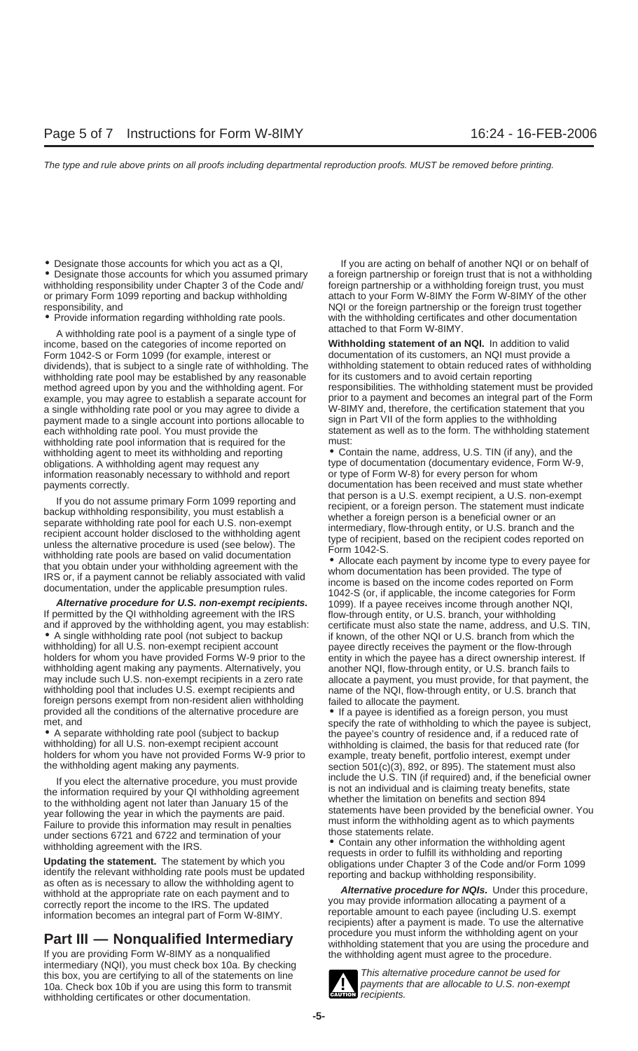- Designate those accounts for which you act as a QI,
- Designate those accounts for which you assumed primary withholding responsibility under Chapter 3 of the Code and/ or primary Form 1099 reporting and backup withholding responsibility, and
- Provide information regarding withholding rate pools.

A withholding rate pool is a payment of a single type of income, based on the categories of income reported on Form 1042-S or Form 1099 (for example, interest or dividends), that is subject to a single rate of withholding. The withholding rate pool may be established by any reasonable method agreed upon by you and the withholding agent. For example, you may agree to establish a separate account for a single withholding rate pool or you may agree to divide a payment made to a single account into portions allocable to each withholding rate pool. You must provide the withholding rate pool information that is required for the withholding agent to meet its withholding and reporting obligations. A withholding agent may request any information reasonably necessary to withhold and report payments correctly.

If you do not assume primary Form 1099 reporting and backup withholding responsibility, you must establish a separate withholding rate pool for each U.S. non-exempt recipient account holder disclosed to the withholding agent unless the alternative procedure is used (see below). The withholding rate pools are based on valid documentation that you obtain under your withholding agreement with the IRS or, if a payment cannot be reliably associated with valid documentation, under the applicable presumption rules.

***Alternative procedure for U.S. non-exempt recipients.*** If permitted by the QI withholding agreement with the IRS and if approved by the withholding agent, you may establish:

- A single withholding rate pool (not subject to backup withholding) for all U.S. non-exempt recipient account holders for whom you have provided Forms W-9 prior to the withholding agent making any payments. Alternatively, you may include such U.S. non-exempt recipients in a zero rate withholding pool that includes U.S. exempt recipients and foreign persons exempt from non-resident alien withholding provided all the conditions of the alternative procedure are met, and
- A separate withholding rate pool (subject to backup withholding) for all U.S. non-exempt recipient account holders for whom you have not provided Forms W-9 prior to the withholding agent making any payments.

If you elect the alternative procedure, you must provide the information required by your QI withholding agreement to the withholding agent not later than January 15 of the year following the year in which the payments are paid. Failure to provide this information may result in penalties under sections 6721 and 6722 and termination of your withholding agreement with the IRS.

**Updating the statement.** The statement by which you identify the relevant withholding rate pools must be updated as often as is necessary to allow the withholding agent to withhold at the appropriate rate on each payment and to correctly report the income to the IRS. The updated information becomes an integral part of Form W-8IMY.

## Part III — Nonqualified Intermediary

If you are providing Form W-8IMY as a nonqualified intermediary (NQI), you must check box 10a. By checking this box, you are certifying to all of the statements on line 10a. Check box 10b if you are using this form to transmit withholding certificates or other documentation.

If you are acting on behalf of another NQI or on behalf of a foreign partnership or foreign trust that is not a withholding foreign partnership or a withholding foreign trust, you must attach to your Form W-8IMY the Form W-8IMY of the other NQI or the foreign partnership or the foreign trust together with the withholding certificates and other documentation attached to that Form W-8IMY.

**Withholding statement of an NQI.** In addition to valid documentation of its customers, an NQI must provide a withholding statement to obtain reduced rates of withholding for its customers and to avoid certain reporting responsibilities. The withholding statement must be provided prior to a payment and becomes an integral part of the Form W-8IMY and, therefore, the certification statement that you sign in Part VII of the form applies to the withholding statement as well as to the form. The withholding statement must:

- Contain the name, address, U.S. TIN (if any), and the type of documentation (documentary evidence, Form W-9, or type of Form W-8) for every person for whom documentation has been received and must state whether that person is a U.S. exempt recipient, a U.S. non-exempt recipient, or a foreign person. The statement must indicate whether a foreign person is a beneficial owner or an intermediary, flow-through entity, or U.S. branch and the type of recipient, based on the recipient codes reported on Form 1042-S.
- Allocate each payment by income type to every payee for whom documentation has been provided. The type of income is based on the income codes reported on Form 1042-S (or, if applicable, the income categories for Form 1099). If a payee receives income through another NQI, flow-through entity, or U.S. branch, your withholding certificate must also state the name, address, and U.S. TIN, if known, of the other NQI or U.S. branch from which the payee directly receives the payment or the flow-through entity in which the payee has a direct ownership interest. If another NQI, flow-through entity, or U.S. branch fails to allocate a payment, you must provide, for that payment, the name of the NQI, flow-through entity, or U.S. branch that failed to allocate the payment.
- If a payee is identified as a foreign person, you must specify the rate of withholding to which the payee is subject, the payee's country of residence and, if a reduced rate of withholding is claimed, the basis for that reduced rate (for example, treaty benefit, portfolio interest, exempt under section 501(c)(3), 892, or 895). The statement must also include the U.S. TIN (if required) and, if the beneficial owner is not an individual and is claiming treaty benefits, state whether the limitation on benefits and section 894 statements have been provided by the beneficial owner. You must inform the withholding agent as to which payments those statements relate.
- Contain any other information the withholding agent requests in order to fulfill its withholding and reporting obligations under Chapter 3 of the Code and/or Form 1099 reporting and backup withholding responsibility.

***Alternative procedure for NQIs.*** Under this procedure, you may provide information allocating a payment of a reportable amount to each payee (including U.S. exempt recipients) after a payment is made. To use the alternative procedure you must inform the withholding agent on your withholding statement that you are using the procedure and the withholding agent must agree to the procedure.

**CAUTION:** *This alternative procedure cannot be used for payments that are allocable to U.S. non-exempt recipients.*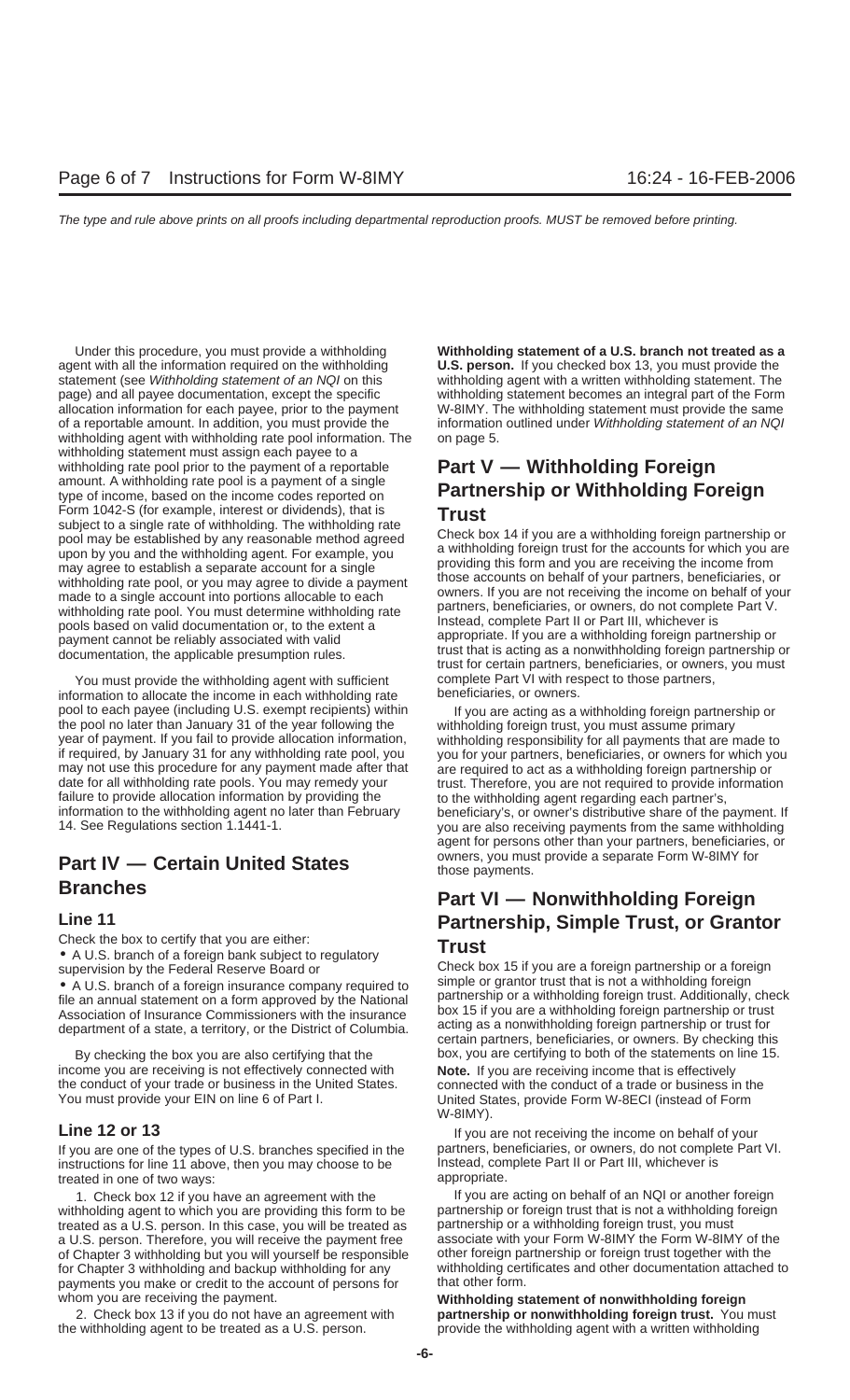Under this procedure, you must provide a withholding agent with all the information required on the withholding statement (see *Withholding statement of an NQI* on this page) and all payee documentation, except the specific allocation information for each payee, prior to the payment of a reportable amount. In addition, you must provide the withholding agent with withholding rate pool information. The withholding statement must assign each payee to a withholding rate pool prior to the payment of a reportable amount. A withholding rate pool is a payment of a single type of income, based on the income codes reported on Form 1042-S (for example, interest or dividends), that is subject to a single rate of withholding. The withholding rate pool may be established by any reasonable method agreed upon by you and the withholding agent. For example, you may agree to establish a separate account for a single withholding rate pool, or you may agree to divide a payment made to a single account into portions allocable to each withholding rate pool. You must determine withholding rate pools based on valid documentation or, to the extent a payment cannot be reliably associated with valid documentation, the applicable presumption rules.

You must provide the withholding agent with sufficient information to allocate the income in each withholding rate pool to each payee (including U.S. exempt recipients) within the pool no later than January 31 of the year following the year of payment. If you fail to provide allocation information, if required, by January 31 for any withholding rate pool, you may not use this procedure for any payment made after that date for all withholding rate pools. You may remedy your failure to provide allocation information by providing the information to the withholding agent no later than February 14. See Regulations section 1.1441-1.

## Part IV — Certain United States Branches

### Line 11

Check the box to certify that you are either:

- A U.S. branch of a foreign bank subject to regulatory supervision by the Federal Reserve Board or
- A U.S. branch of a foreign insurance company required to file an annual statement on a form approved by the National Association of Insurance Commissioners with the insurance department of a state, a territory, or the District of Columbia.

By checking the box you are also certifying that the income you are receiving is not effectively connected with the conduct of your trade or business in the United States. You must provide your EIN on line 6 of Part I.

### Line 12 or 13

If you are one of the types of U.S. branches specified in the instructions for line 11 above, then you may choose to be treated in one of two ways:

1. Check box 12 if you have an agreement with the withholding agent to which you are providing this form to be treated as a U.S. person. In this case, you will be treated as a U.S. person. Therefore, you will receive the payment free of Chapter 3 withholding but you will yourself be responsible for Chapter 3 withholding and backup withholding for any payments you make or credit to the account of persons for whom you are receiving the payment.

2. Check box 13 if you do not have an agreement with the withholding agent to be treated as a U.S. person.

**Withholding statement of a U.S. branch not treated as a U.S. person.** If you checked box 13, you must provide the withholding agent with a written withholding statement. The withholding statement becomes an integral part of the Form W-8IMY. The withholding statement must provide the same information outlined under *Withholding statement of an NQI* on page 5.

## Part V — Withholding Foreign Partnership or Withholding Foreign Trust

Check box 14 if you are a withholding foreign partnership or a withholding foreign trust for the accounts for which you are providing this form and you are receiving the income from those accounts on behalf of your partners, beneficiaries, or owners. If you are not receiving the income on behalf of your partners, beneficiaries, or owners, do not complete Part V. Instead, complete Part II or Part III, whichever is appropriate. If you are a withholding foreign partnership or trust that is acting as a nonwithholding foreign partnership or trust for certain partners, beneficiaries, or owners, you must complete Part VI with respect to those partners, beneficiaries, or owners.

If you are acting as a withholding foreign partnership or withholding foreign trust, you must assume primary withholding responsibility for all payments that are made to you for your partners, beneficiaries, or owners for which you are required to act as a withholding foreign partnership or trust. Therefore, you are not required to provide information to the withholding agent regarding each partner's, beneficiary's, or owner's distributive share of the payment. If you are also receiving payments from the same withholding agent for persons other than your partners, beneficiaries, or owners, you must provide a separate Form W-8IMY for those payments.

## Part VI — Nonwithholding Foreign Partnership, Simple Trust, or Grantor Trust

Check box 15 if you are a foreign partnership or a foreign simple or grantor trust that is not a withholding foreign partnership or a withholding foreign trust. Additionally, check box 15 if you are a withholding foreign partnership or trust acting as a nonwithholding foreign partnership or trust for certain partners, beneficiaries, or owners. By checking this box, you are certifying to both of the statements on line 15.

**Note.** If you are receiving income that is effectively connected with the conduct of a trade or business in the United States, provide Form W-8ECI (instead of Form W-8IMY).

If you are not receiving the income on behalf of your partners, beneficiaries, or owners, do not complete Part VI. Instead, complete Part II or Part III, whichever is appropriate.

If you are acting on behalf of an NQI or another foreign partnership or foreign trust that is not a withholding foreign partnership or a withholding foreign trust, you must associate with your Form W-8IMY the Form W-8IMY of the other foreign partnership or foreign trust together with the withholding certificates and other documentation attached to that other form.

**Withholding statement of nonwithholding foreign partnership or nonwithholding foreign trust.** You must provide the withholding agent with a written withholding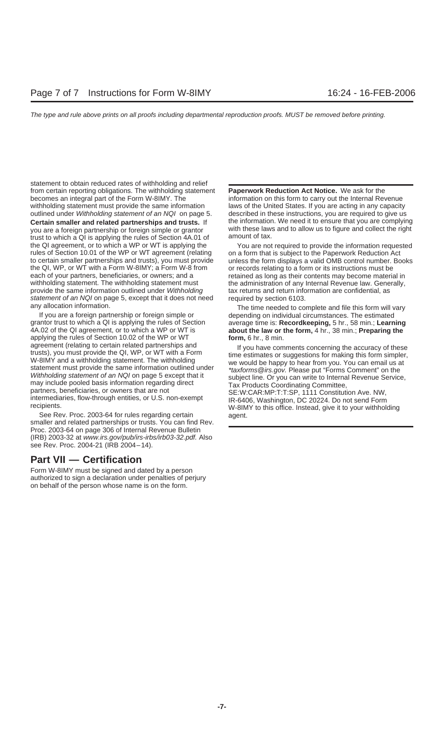statement to obtain reduced rates of withholding and relief from certain reporting obligations. The withholding statement becomes an integral part of the Form W-8IMY. The withholding statement must provide the same information outlined under *Withholding statement of an NQI* on page 5.

**Certain smaller and related partnerships and trusts.** If you are a foreign partnership or foreign simple or grantor trust to which a QI is applying the rules of Section 4A.01 of the QI agreement, or to which a WP or WT is applying the rules of Section 10.01 of the WP or WT agreement (relating to certain smaller partnerships and trusts), you must provide the QI, WP, or WT with a Form W-8IMY; a Form W-8 from each of your partners, beneficiaries, or owners; and a withholding statement. The withholding statement must provide the same information outlined under *Withholding statement of an NQI* on page 5, except that it does not need any allocation information.

If you are a foreign partnership or foreign simple or grantor trust to which a QI is applying the rules of Section 4A.02 of the QI agreement, or to which a WP or WT is applying the rules of Section 10.02 of the WP or WT agreement (relating to certain related partnerships and trusts), you must provide the QI, WP, or WT with a Form W-8IMY and a withholding statement. The withholding statement must provide the same information outlined under *Withholding statement of an NQI* on page 5 except that it may include pooled basis information regarding direct partners, beneficiaries, or owners that are not intermediaries, flow-through entities, or U.S. non-exempt recipients.

See Rev. Proc. 2003-64 for rules regarding certain smaller and related partnerships or trusts. You can find Rev. Proc. 2003-64 on page 306 of Internal Revenue Bulletin (IRB) 2003-32 at *www.irs.gov/pub/irs-irbs/irb03-32.pdf.* Also see Rev. Proc. 2004-21 (IRB 2004–14).

## Part VII — Certification

Form W-8IMY must be signed and dated by a person authorized to sign a declaration under penalties of perjury on behalf of the person whose name is on the form.

---

**Paperwork Reduction Act Notice.** We ask for the information on this form to carry out the Internal Revenue laws of the United States. If you are acting in any capacity described in these instructions, you are required to give us the information. We need it to ensure that you are complying with these laws and to allow us to figure and collect the right amount of tax.

You are not required to provide the information requested on a form that is subject to the Paperwork Reduction Act unless the form displays a valid OMB control number. Books or records relating to a form or its instructions must be retained as long as their contents may become material in the administration of any Internal Revenue law. Generally, tax returns and return information are confidential, as required by section 6103.

The time needed to complete and file this form will vary depending on individual circumstances. The estimated average time is: **Recordkeeping,** 5 hr., 58 min.; **Learning about the law or the form,** 4 hr., 38 min.; **Preparing the form,** 6 hr., 8 min.

If you have comments concerning the accuracy of these time estimates or suggestions for making this form simpler, we would be happy to hear from you. You can email us at *\*taxforms@irs.gov.* Please put "Forms Comment" on the subject line. Or you can write to Internal Revenue Service, Tax Products Coordinating Committee, SE:W:CAR:MP:T:T:SP, 1111 Constitution Ave. NW, IR-6406, Washington, DC 20224. Do not send Form W-8IMY to this office. Instead, give it to your withholding agent.